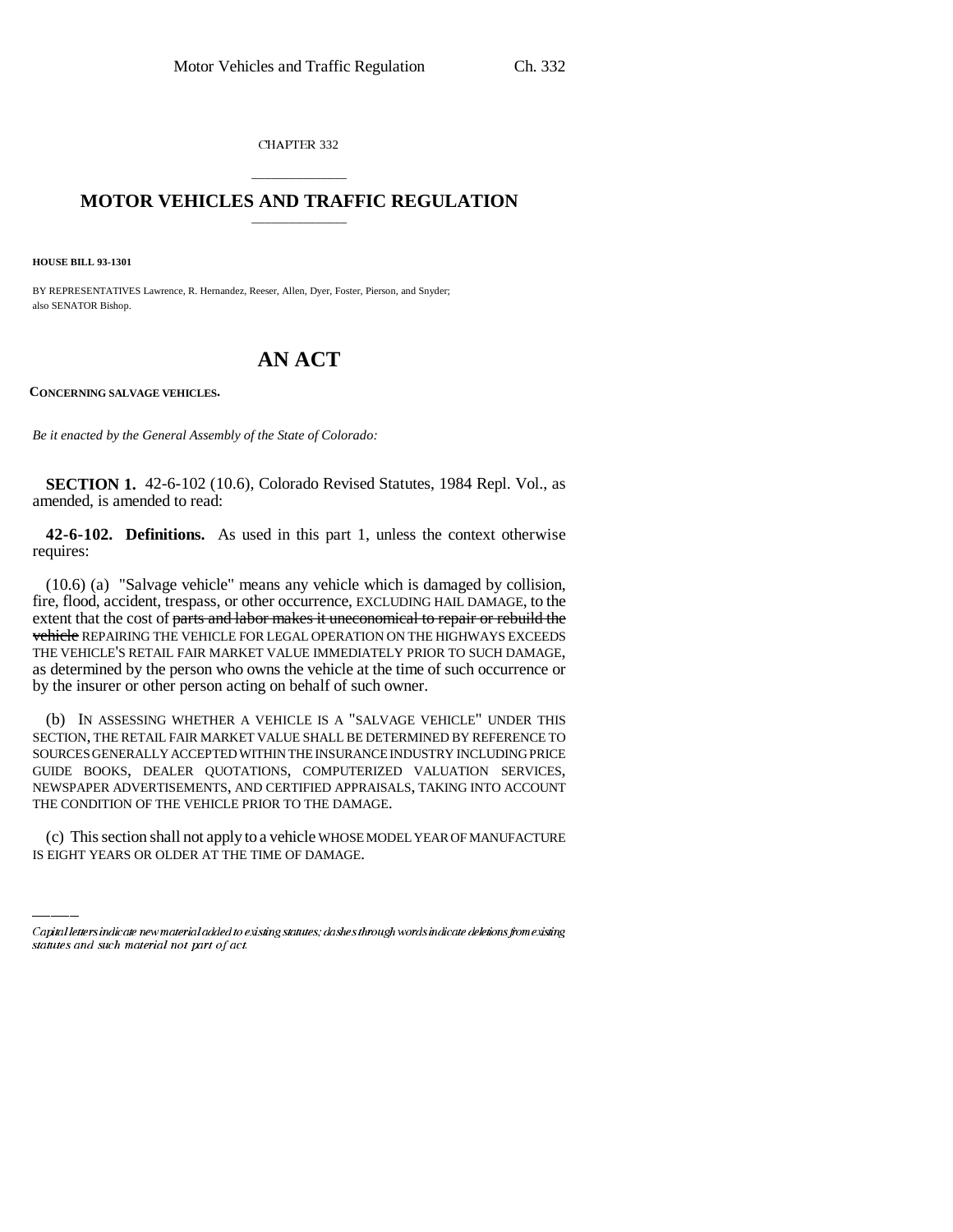CHAPTER 332

# MOTOR VEHICLES AND TRAFFIC REGULATION

**HOUSE BILL 93-1301**

BY REPRESENTATIVES Lawrence, R. Hernandez, Reeser, Allen, Dyer, Foster, Pierson, and Snyder; also SENATOR Bishop.

# AN ACT

**CONCERNING SALVAGE VEHICLES.**

*Be it enacted by the General Assembly of the State of Colorado:*

**SECTION 1.** 42-6-102 (10.6), Colorado Revised Statutes, 1984 Repl. Vol., as amended, is amended to read:

**42-6-102. Definitions.** As used in this part 1, unless the context otherwise requires:

(10.6) (a) "Salvage vehicle" means any vehicle which is damaged by collision, fire, flood, accident, trespass, or other occurrence, EXCLUDING HAIL DAMAGE, to the extent that the cost of ~~parts and labor makes it uneconomical to repair or rebuild the vehicle~~ REPAIRING THE VEHICLE FOR LEGAL OPERATION ON THE HIGHWAYS EXCEEDS THE VEHICLE'S RETAIL FAIR MARKET VALUE IMMEDIATELY PRIOR TO SUCH DAMAGE, as determined by the person who owns the vehicle at the time of such occurrence or by the insurer or other person acting on behalf of such owner.

(b) IN ASSESSING WHETHER A VEHICLE IS A "SALVAGE VEHICLE" UNDER THIS SECTION, THE RETAIL FAIR MARKET VALUE SHALL BE DETERMINED BY REFERENCE TO SOURCES GENERALLY ACCEPTED WITHIN THE INSURANCE INDUSTRY INCLUDING PRICE GUIDE BOOKS, DEALER QUOTATIONS, COMPUTERIZED VALUATION SERVICES, NEWSPAPER ADVERTISEMENTS, AND CERTIFIED APPRAISALS, TAKING INTO ACCOUNT THE CONDITION OF THE VEHICLE PRIOR TO THE DAMAGE.

(c) This section shall not apply to a vehicle WHOSE MODEL YEAR OF MANUFACTURE IS EIGHT YEARS OR OLDER AT THE TIME OF DAMAGE.

*Capital letters indicate new material added to existing statutes; dashes through words indicate deletions from existing statutes and such material not part of act.*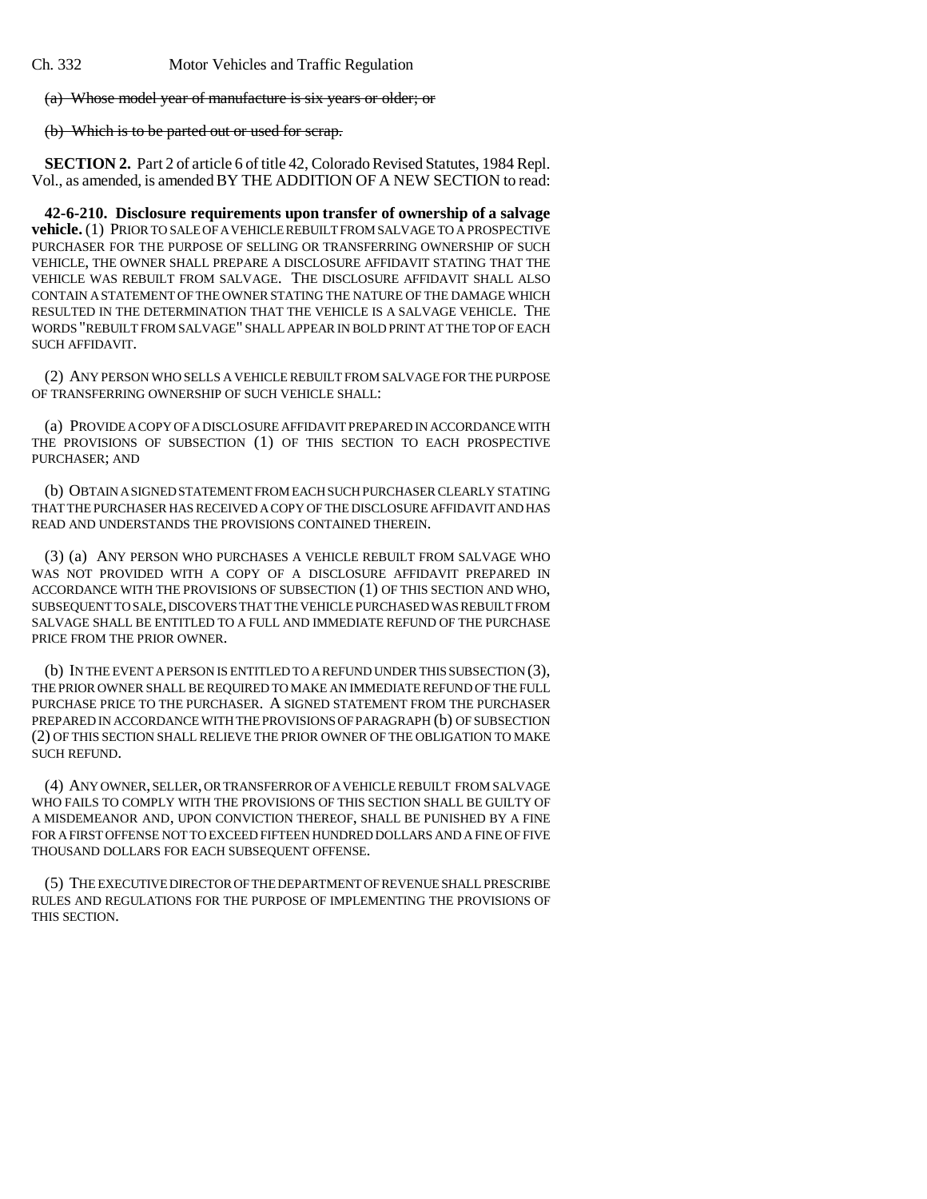~~(a) Whose model year of manufacture is six years or older; or~~

~~(b) Which is to be parted out or used for scrap.~~

**SECTION 2.** Part 2 of article 6 of title 42, Colorado Revised Statutes, 1984 Repl. Vol., as amended, is amended BY THE ADDITION OF A NEW SECTION to read:

**42-6-210. Disclosure requirements upon transfer of ownership of a salvage vehicle.** (1) PRIOR TO SALE OF A VEHICLE REBUILT FROM SALVAGE TO A PROSPECTIVE PURCHASER FOR THE PURPOSE OF SELLING OR TRANSFERRING OWNERSHIP OF SUCH VEHICLE, THE OWNER SHALL PREPARE A DISCLOSURE AFFIDAVIT STATING THAT THE VEHICLE WAS REBUILT FROM SALVAGE. THE DISCLOSURE AFFIDAVIT SHALL ALSO CONTAIN A STATEMENT OF THE OWNER STATING THE NATURE OF THE DAMAGE WHICH RESULTED IN THE DETERMINATION THAT THE VEHICLE IS A SALVAGE VEHICLE. THE WORDS "REBUILT FROM SALVAGE" SHALL APPEAR IN BOLD PRINT AT THE TOP OF EACH SUCH AFFIDAVIT.

(2) ANY PERSON WHO SELLS A VEHICLE REBUILT FROM SALVAGE FOR THE PURPOSE OF TRANSFERRING OWNERSHIP OF SUCH VEHICLE SHALL:

(a) PROVIDE A COPY OF A DISCLOSURE AFFIDAVIT PREPARED IN ACCORDANCE WITH THE PROVISIONS OF SUBSECTION (1) OF THIS SECTION TO EACH PROSPECTIVE PURCHASER; AND

(b) OBTAIN A SIGNED STATEMENT FROM EACH SUCH PURCHASER CLEARLY STATING THAT THE PURCHASER HAS RECEIVED A COPY OF THE DISCLOSURE AFFIDAVIT AND HAS READ AND UNDERSTANDS THE PROVISIONS CONTAINED THEREIN.

(3) (a) ANY PERSON WHO PURCHASES A VEHICLE REBUILT FROM SALVAGE WHO WAS NOT PROVIDED WITH A COPY OF A DISCLOSURE AFFIDAVIT PREPARED IN ACCORDANCE WITH THE PROVISIONS OF SUBSECTION (1) OF THIS SECTION AND WHO, SUBSEQUENT TO SALE, DISCOVERS THAT THE VEHICLE PURCHASED WAS REBUILT FROM SALVAGE SHALL BE ENTITLED TO A FULL AND IMMEDIATE REFUND OF THE PURCHASE PRICE FROM THE PRIOR OWNER.

(b) IN THE EVENT A PERSON IS ENTITLED TO A REFUND UNDER THIS SUBSECTION (3), THE PRIOR OWNER SHALL BE REQUIRED TO MAKE AN IMMEDIATE REFUND OF THE FULL PURCHASE PRICE TO THE PURCHASER. A SIGNED STATEMENT FROM THE PURCHASER PREPARED IN ACCORDANCE WITH THE PROVISIONS OF PARAGRAPH (b) OF SUBSECTION (2) OF THIS SECTION SHALL RELIEVE THE PRIOR OWNER OF THE OBLIGATION TO MAKE SUCH REFUND.

(4) ANY OWNER, SELLER, OR TRANSFEROR OF A VEHICLE REBUILT FROM SALVAGE WHO FAILS TO COMPLY WITH THE PROVISIONS OF THIS SECTION SHALL BE GUILTY OF A MISDEMEANOR AND, UPON CONVICTION THEREOF, SHALL BE PUNISHED BY A FINE FOR A FIRST OFFENSE NOT TO EXCEED FIFTEEN HUNDRED DOLLARS AND A FINE OF FIVE THOUSAND DOLLARS FOR EACH SUBSEQUENT OFFENSE.

(5) THE EXECUTIVE DIRECTOR OF THE DEPARTMENT OF REVENUE SHALL PRESCRIBE RULES AND REGULATIONS FOR THE PURPOSE OF IMPLEMENTING THE PROVISIONS OF THIS SECTION.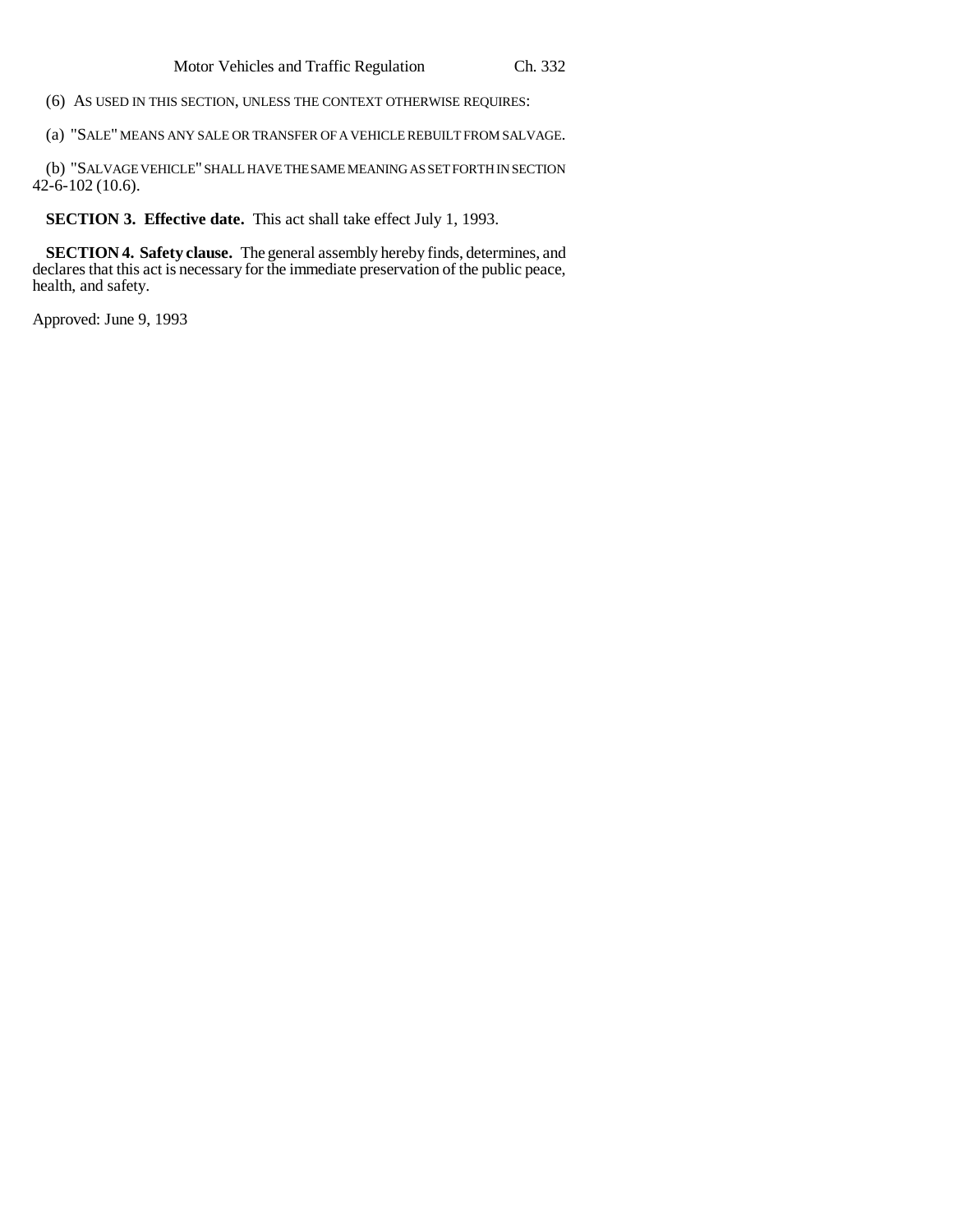(6) AS USED IN THIS SECTION, UNLESS THE CONTEXT OTHERWISE REQUIRES:

(a) "SALE" MEANS ANY SALE OR TRANSFER OF A VEHICLE REBUILT FROM SALVAGE.

(b) "SALVAGE VEHICLE" SHALL HAVE THE SAME MEANING AS SET FORTH IN SECTION 42-6-102 (10.6).

**SECTION 3. Effective date.** This act shall take effect July 1, 1993.

**SECTION 4. Safety clause.** The general assembly hereby finds, determines, and declares that this act is necessary for the immediate preservation of the public peace, health, and safety.

Approved: June 9, 1993